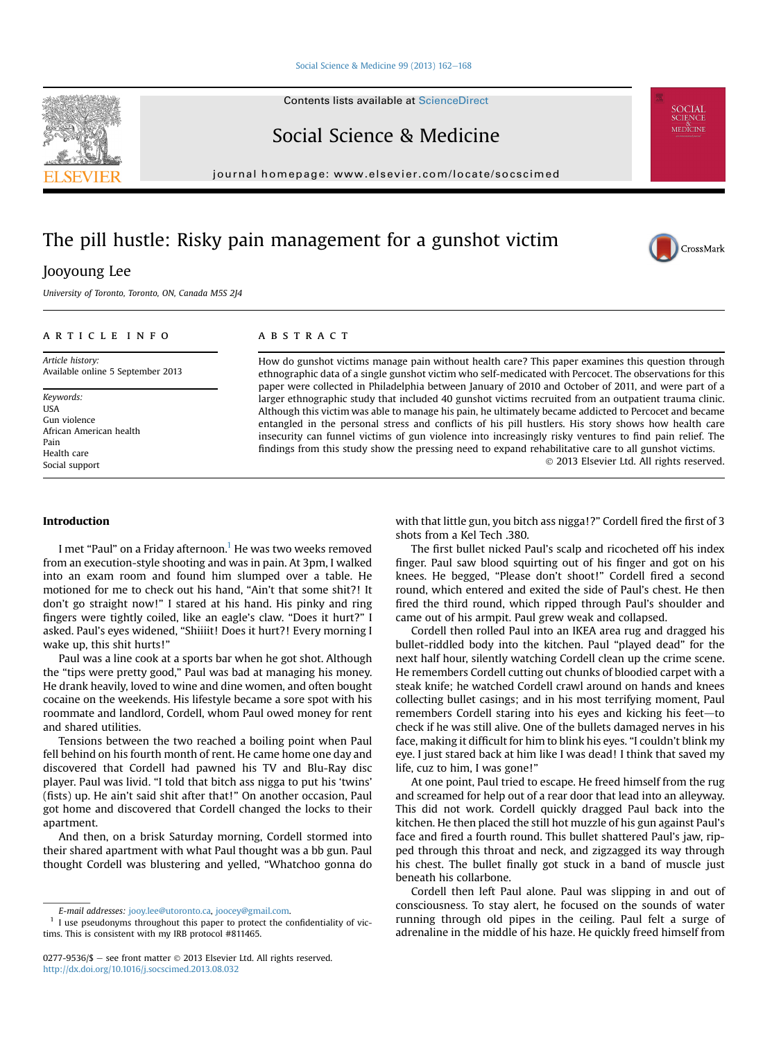Contents lists available at ScienceDirect

# Social Science & Medicine

journal homepage: www.elsevier.com/locate/socscimed

# The pill hustle: Risky pain management for a gunshot victim

Jooyoung Lee

*University of Toronto, Toronto, ON, Canada M5S 2J4*

## ARTICLE INFO

*Article history:*
Available online 5 September 2013

*Keywords:*
USA
Gun violence
African American health
Pain
Health care
Social support

## ABSTRACT

How do gunshot victims manage pain without health care? This paper examines this question through ethnographic data of a single gunshot victim who self-medicated with Percocet. The observations for this paper were collected in Philadelphia between January of 2010 and October of 2011, and were part of a larger ethnographic study that included 40 gunshot victims recruited from an outpatient trauma clinic. Although this victim was able to manage his pain, he ultimately became addicted to Percocet and became entangled in the personal stress and conflicts of his pill hustlers. His story shows how health care insecurity can funnel victims of gun violence into increasingly risky ventures to find pain relief. The findings from this study show the pressing need to expand rehabilitative care to all gunshot victims.

© 2013 Elsevier Ltd. All rights reserved.

## Introduction

I met "Paul" on a Friday afternoon.[1] He was two weeks removed from an execution-style shooting and was in pain. At 3pm, I walked into an exam room and found him slumped over a table. He motioned for me to check out his hand, "Ain't that some shit?! It don't go straight now!" I stared at his hand. His pinky and ring fingers were tightly coiled, like an eagle's claw. "Does it hurt?" I asked. Paul's eyes widened, "Shiiiit! Does it hurt?! Every morning I wake up, this shit hurts!"

Paul was a line cook at a sports bar when he got shot. Although the "tips were pretty good," Paul was bad at managing his money. He drank heavily, loved to wine and dine women, and often bought cocaine on the weekends. His lifestyle became a sore spot with his roommate and landlord, Cordell, whom Paul owed money for rent and shared utilities.

Tensions between the two reached a boiling point when Paul fell behind on his fourth month of rent. He came home one day and discovered that Cordell had pawned his TV and Blu-Ray disc player. Paul was livid. "I told that bitch ass nigga to put his 'twins' (fists) up. He ain't said shit after that!" On another occasion, Paul got home and discovered that Cordell changed the locks to their apartment.

And then, on a brisk Saturday morning, Cordell stormed into their shared apartment with what Paul thought was a bb gun. Paul thought Cordell was blustering and yelled, "Whatchoo gonna do with that little gun, you bitch ass nigga!?" Cordell fired the first of 3 shots from a Kel Tech .380.

The first bullet nicked Paul's scalp and ricocheted off his index finger. Paul saw blood squirting out of his finger and got on his knees. He begged, "Please don't shoot!" Cordell fired a second round, which entered and exited the side of Paul's chest. He then fired the third round, which ripped through Paul's shoulder and came out of his armpit. Paul grew weak and collapsed.

Cordell then rolled Paul into an IKEA area rug and dragged his bullet-riddled body into the kitchen. Paul "played dead" for the next half hour, silently watching Cordell clean up the crime scene. He remembers Cordell cutting out chunks of bloodied carpet with a steak knife; he watched Cordell crawl around on hands and knees collecting bullet casings; and in his most terrifying moment, Paul remembers Cordell staring into his eyes and kicking his feet—to check if he was still alive. One of the bullets damaged nerves in his face, making it difficult for him to blink his eyes. "I couldn't blink my eye. I just stared back at him like I was dead! I think that saved my life, cuz to him, I was gone!"

At one point, Paul tried to escape. He freed himself from the rug and screamed for help out of a rear door that lead into an alleyway. This did not work. Cordell quickly dragged Paul back into the kitchen. He then placed the still hot muzzle of his gun against Paul's face and fired a fourth round. This bullet shattered Paul's jaw, ripped through this throat and neck, and zigzagged its way through his chest. The bullet finally got stuck in a band of muscle just beneath his collarbone.

Cordell then left Paul alone. Paul was slipping in and out of consciousness. To stay alert, he focused on the sounds of water running through old pipes in the ceiling. Paul felt a surge of adrenaline in the middle of his haze. He quickly freed himself from

*E-mail addresses:* jooy.lee@utoronto.ca, joocey@gmail.com.

[1] I use pseudonyms throughout this paper to protect the confidentiality of victims. This is consistent with my IRB protocol #811465.

0277-9536/$ – see front matter © 2013 Elsevier Ltd. All rights reserved.
http://dx.doi.org/10.1016/j.socscimed.2013.08.032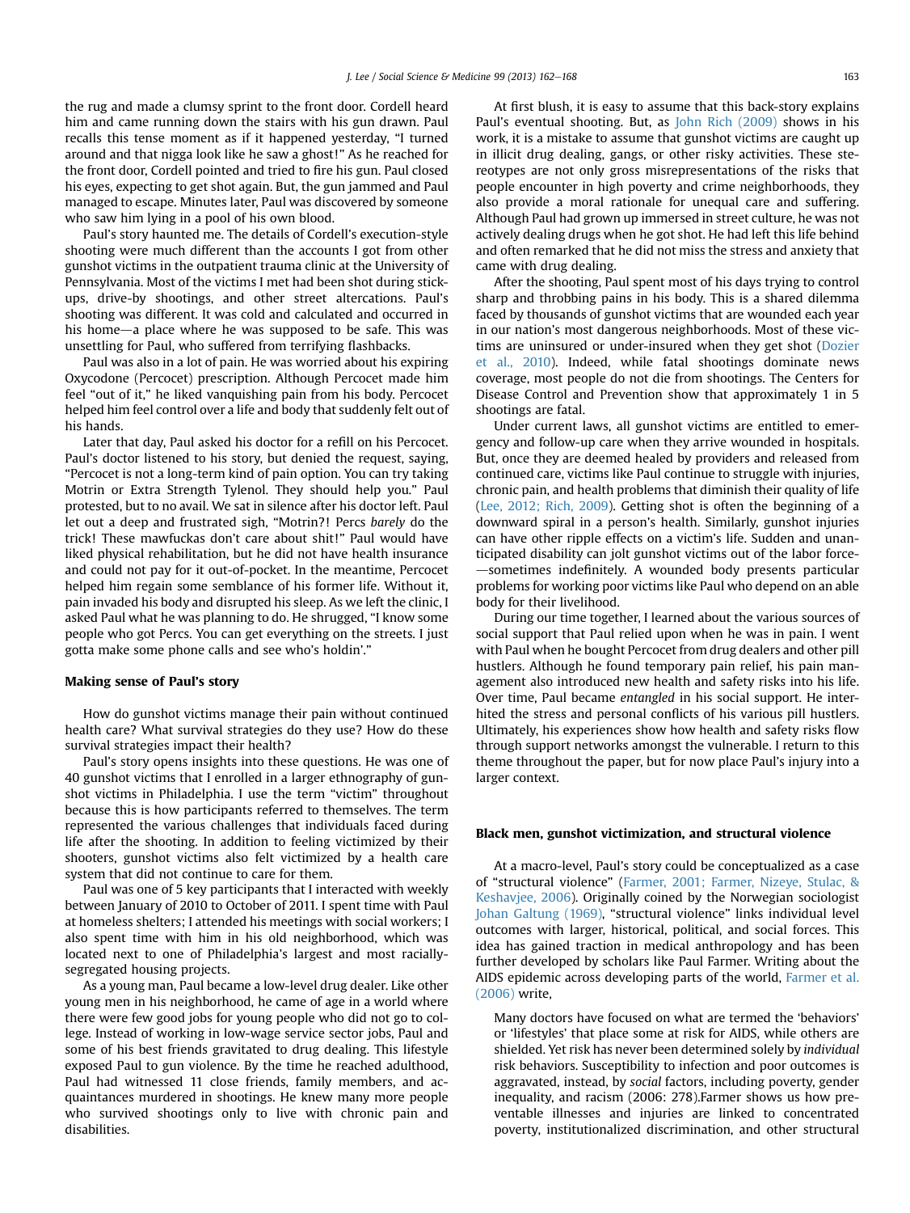the rug and made a clumsy sprint to the front door. Cordell heard him and came running down the stairs with his gun drawn. Paul recalls this tense moment as if it happened yesterday, "I turned around and that nigga look like he saw a ghost!" As he reached for the front door, Cordell pointed and tried to fire his gun. Paul closed his eyes, expecting to get shot again. But, the gun jammed and Paul managed to escape. Minutes later, Paul was discovered by someone who saw him lying in a pool of his own blood.

Paul's story haunted me. The details of Cordell's execution-style shooting were much different than the accounts I got from other gunshot victims in the outpatient trauma clinic at the University of Pennsylvania. Most of the victims I met had been shot during stick-ups, drive-by shootings, and other street altercations. Paul's shooting was different. It was cold and calculated and occurred in his home—a place where he was supposed to be safe. This was unsettling for Paul, who suffered from terrifying flashbacks.

Paul was also in a lot of pain. He was worried about his expiring Oxycodone (Percocet) prescription. Although Percocet made him feel "out of it," he liked vanquishing pain from his body. Percocet helped him feel control over a life and body that suddenly felt out of his hands.

Later that day, Paul asked his doctor for a refill on his Percocet. Paul's doctor listened to his story, but denied the request, saying, "Percocet is not a long-term kind of pain option. You can try taking Motrin or Extra Strength Tylenol. They should help you." Paul protested, but to no avail. We sat in silence after his doctor left. Paul let out a deep and frustrated sigh, "Motrin?! Percs *barely* do the trick! These mawfuckas don't care about shit!" Paul would have liked physical rehabilitation, but he did not have health insurance and could not pay for it out-of-pocket. In the meantime, Percocet helped him regain some semblance of his former life. Without it, pain invaded his body and disrupted his sleep. As we left the clinic, I asked Paul what he was planning to do. He shrugged, "I know some people who got Percs. You can get everything on the streets. I just gotta make some phone calls and see who's holdin'."

### Making sense of Paul's story

How do gunshot victims manage their pain without continued health care? What survival strategies do they use? How do these survival strategies impact their health?

Paul's story opens insights into these questions. He was one of 40 gunshot victims that I enrolled in a larger ethnography of gunshot victims in Philadelphia. I use the term "victim" throughout because this is how participants referred to themselves. The term represented the various challenges that individuals faced during life after the shooting. In addition to feeling victimized by their shooters, gunshot victims also felt victimized by a health care system that did not continue to care for them.

Paul was one of 5 key participants that I interacted with weekly between January of 2010 to October of 2011. I spent time with Paul at homeless shelters; I attended his meetings with social workers; I also spent time with him in his old neighborhood, which was located next to one of Philadelphia's largest and most racially-segregated housing projects.

As a young man, Paul became a low-level drug dealer. Like other young men in his neighborhood, he came of age in a world where there were few good jobs for young people who did not go to college. Instead of working in low-wage service sector jobs, Paul and some of his best friends gravitated to drug dealing. This lifestyle exposed Paul to gun violence. By the time he reached adulthood, Paul had witnessed 11 close friends, family members, and acquaintances murdered in shootings. He knew many more people who survived shootings only to live with chronic pain and disabilities.

At first blush, it is easy to assume that this back-story explains Paul's eventual shooting. But, as John Rich (2009) shows in his work, it is a mistake to assume that gunshot victims are caught up in illicit drug dealing, gangs, or other risky activities. These stereotypes are not only gross misrepresentations of the risks that people encounter in high poverty and crime neighborhoods, they also provide a moral rationale for unequal care and suffering. Although Paul had grown up immersed in street culture, he was not actively dealing drugs when he got shot. He had left this life behind and often remarked that he did not miss the stress and anxiety that came with drug dealing.

After the shooting, Paul spent most of his days trying to control sharp and throbbing pains in his body. This is a shared dilemma faced by thousands of gunshot victims that are wounded each year in our nation's most dangerous neighborhoods. Most of these victims are uninsured or under-insured when they get shot (Dozier et al., 2010). Indeed, while fatal shootings dominate news coverage, most people do not die from shootings. The Centers for Disease Control and Prevention show that approximately 1 in 5 shootings are fatal.

Under current laws, all gunshot victims are entitled to emergency and follow-up care when they arrive wounded in hospitals. But, once they are deemed healed by providers and released from continued care, victims like Paul continue to struggle with injuries, chronic pain, and health problems that diminish their quality of life (Lee, 2012; Rich, 2009). Getting shot is often the beginning of a downward spiral in a person's health. Similarly, gunshot injuries can have other ripple effects on a victim's life. Sudden and unanticipated disability can jolt gunshot victims out of the labor force—sometimes indefinitely. A wounded body presents particular problems for working poor victims like Paul who depend on an able body for their livelihood.

During our time together, I learned about the various sources of social support that Paul relied upon when he was in pain. I went with Paul when he bought Percocet from drug dealers and other pill hustlers. Although he found temporary pain relief, his pain management also introduced new health and safety risks into his life. Over time, Paul became *entangled* in his social support. He interhited the stress and personal conflicts of his various pill hustlers. Ultimately, his experiences show how health and safety risks flow through support networks amongst the vulnerable. I return to this theme throughout the paper, but for now place Paul's injury into a larger context.

### Black men, gunshot victimization, and structural violence

At a macro-level, Paul's story could be conceptualized as a case of "structural violence" (Farmer, 2001; Farmer, Nizeye, Stulac, & Keshavjee, 2006). Originally coined by the Norwegian sociologist Johan Galtung (1969), "structural violence" links individual level outcomes with larger, historical, political, and social forces. This idea has gained traction in medical anthropology and has been further developed by scholars like Paul Farmer. Writing about the AIDS epidemic across developing parts of the world, Farmer et al. (2006) write,

> Many doctors have focused on what are termed the 'behaviors' or 'lifestyles' that place some at risk for AIDS, while others are shielded. Yet risk has never been determined solely by *individual* risk behaviors. Susceptibility to infection and poor outcomes is aggravated, instead, by *social* factors, including poverty, gender inequality, and racism (2006: 278).Farmer shows us how preventable illnesses and injuries are linked to concentrated poverty, institutionalized discrimination, and other structural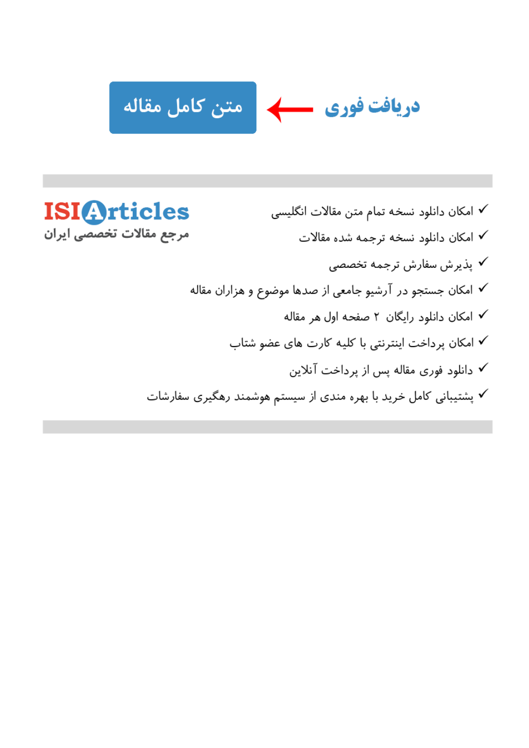دریافت فوری ← متن کامل مقاله

**ISIArticles**
مرجع مقالات تخصصی ایران

- ✓ امکان دانلود نسخه تمام متن مقالات انگلیسی
- ✓ امکان دانلود نسخه ترجمه شده مقالات
- ✓ پذیرش سفارش ترجمه تخصصی
- ✓ امکان جستجو در آرشیو جامعی از صدها موضوع و هزاران مقاله
- ✓ امکان دانلود رایگان ۲ صفحه اول هر مقاله
- ✓ امکان پرداخت اینترنتی با کلیه کارت های عضو شتاب
- ✓ دانلود فوری مقاله پس از پرداخت آنلاین
- ✓ پشتیبانی کامل خرید با بهره مندی از سیستم هوشمند رهگیری سفارشات